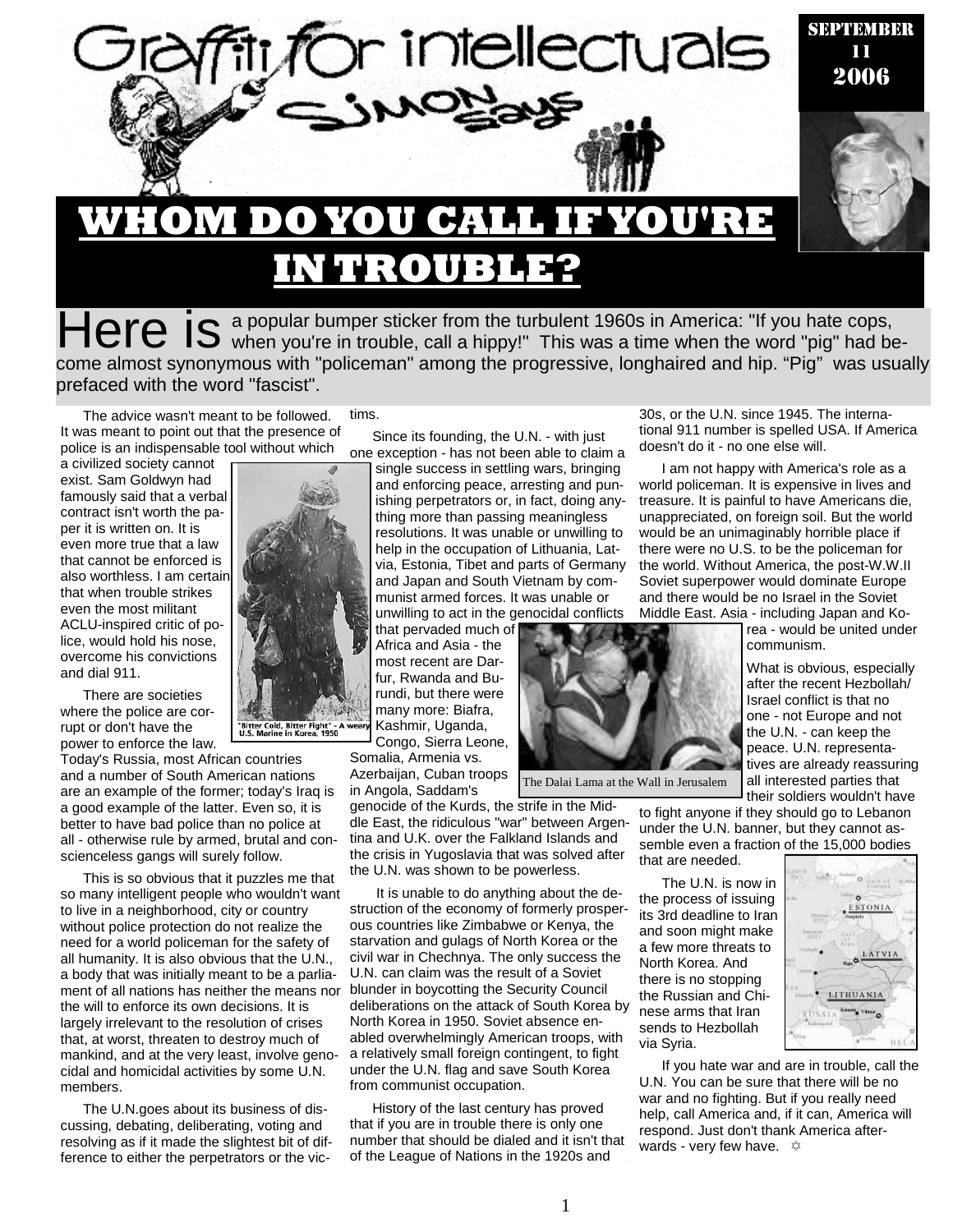# Graffiti for intellectuals

## Simon Says

SEPTEMBER 11 2006

# WHOM DO YOU CALL IF YOU'RE IN TROUBLE?

Here is a popular bumper sticker from the turbulent 1960s in America: "If you hate cops, when you're in trouble, call a hippy!" This was a time when the word "pig" had become almost synonymous with "policeman" among the progressive, longhaired and hip. "Pig" was usually prefaced with the word "fascist".

The advice wasn't meant to be followed. It was meant to point out that the presence of police is an indispensable tool without which a civilized society cannot exist. Sam Goldwyn had famously said that a verbal contract isn't worth the paper it is written on. It is even more true that a law that cannot be enforced is also worthless. I am certain that when trouble strikes even the most militant ACLU-inspired critic of police, would hold his nose, overcome his convictions and dial 911.

"Bitter Cold, Bitter Fight" - A weary U.S. Marine in Korea, 1950

There are societies where the police are corrupt or don't have the power to enforce the law. Today's Russia, most African countries and a number of South American nations are an example of the former; today's Iraq is a good example of the latter. Even so, it is better to have bad police than no police at all - otherwise rule by armed, brutal and conscienceless gangs will surely follow.

This is so obvious that it puzzles me that so many intelligent people who wouldn't want to live in a neighborhood, city or country without police protection do not realize the need for a world policeman for the safety of all humanity. It is also obvious that the U.N., a body that was initially meant to be a parliament of all nations has neither the means nor the will to enforce its own decisions. It is largely irrelevant to the resolution of crises that, at worst, threaten to destroy much of mankind, and at the very least, involve genocidal and homicidal activities by some U.N. members.

The U.N.goes about its business of discussing, debating, deliberating, voting and resolving as if it made the slightest bit of difference to either the perpetrators or the victims.

Since its founding, the U.N. - with just one exception - has not been able to claim a single success in settling wars, bringing and enforcing peace, arresting and punishing perpetrators or, in fact, doing anything more than passing meaningless resolutions. It was unable or unwilling to help in the occupation of Lithuania, Latvia, Estonia, Tibet and parts of Germany and Japan and South Vietnam by communist armed forces. It was unable or unwilling to act in the genocidal conflicts that pervaded much of Africa and Asia - the most recent are Darfur, Rwanda and Burundi, but there were many more: Biafra, Kashmir, Uganda, Congo, Sierra Leone, Somalia, Armenia vs. Azerbaijan, Cuban troops in Angola, Saddam's genocide of the Kurds, the strife in the Middle East, the ridiculous "war" between Argentina and U.K. over the Falkland Islands and the crisis in Yugoslavia that was solved after the U.N. was shown to be powerless.

The Dalai Lama at the Wall in Jerusalem

It is unable to do anything about the destruction of the economy of formerly prosperous countries like Zimbabwe or Kenya, the starvation and gulags of North Korea or the civil war in Chechnya. The only success the U.N. can claim was the result of a Soviet blunder in boycotting the Security Council deliberations on the attack of South Korea by North Korea in 1950. Soviet absence enabled overwhelmingly American troops, with a relatively small foreign contingent, to fight under the U.N. flag and save South Korea from communist occupation.

History of the last century has proved that if you are in trouble there is only one number that should be dialed and it isn't that of the League of Nations in the 1920s and 30s, or the U.N. since 1945. The international 911 number is spelled USA. If America doesn't do it - no one else will.

I am not happy with America's role as a world policeman. It is expensive in lives and treasure. It is painful to have Americans die, unappreciated, on foreign soil. But the world would be an unimaginably horrible place if there were no U.S. to be the policeman for the world. Without America, the post-W.W.II Soviet superpower would dominate Europe and there would be no Israel in the Soviet Middle East. Asia - including Japan and Korea - would be united under communism.

What is obvious, especially after the recent Hezbollah/Israel conflict is that no one - not Europe and not the U.N. - can keep the peace. U.N. representatives are already reassuring all interested parties that their soldiers wouldn't have to fight anyone if they should go to Lebanon under the U.N. banner, but they cannot assemble even a fraction of the 15,000 bodies that are needed.

The U.N. is now in the process of issuing its 3rd deadline to Iran and soon might make a few more threats to North Korea. And there is no stopping the Russian and Chinese arms that Iran sends to Hezbollah via Syria.

If you hate war and are in trouble, call the U.N. You can be sure that there will be no war and no fighting. But if you really need help, call America and, if it can, America will respond. Just don't thank America afterwards - very few have. ✡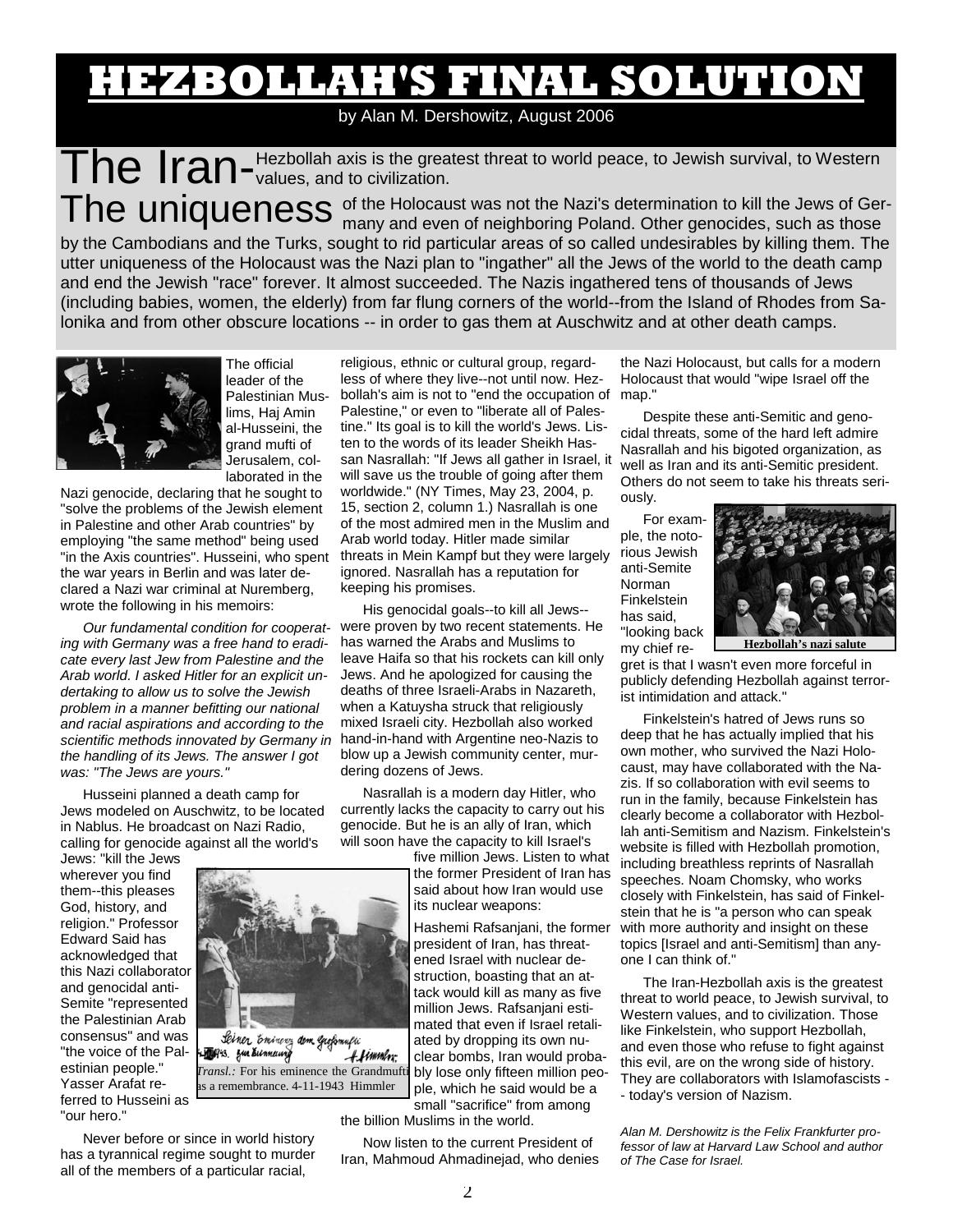# HEZBOLLAH'S FINAL SOLUTION

by Alan M. Dershowitz, August 2006

The Iran-Hezbollah axis is the greatest threat to world peace, to Jewish survival, to Western values, and to civilization.

The uniqueness of the Holocaust was not the Nazi's determination to kill the Jews of Germany and even of neighboring Poland. Other genocides, such as those by the Cambodians and the Turks, sought to rid particular areas of so called undesirables by killing them. The utter uniqueness of the Holocaust was the Nazi plan to "ingather" all the Jews of the world to the death camp and end the Jewish "race" forever. It almost succeeded. The Nazis ingathered tens of thousands of Jews (including babies, women, the elderly) from far flung corners of the world--from the Island of Rhodes from Salonika and from other obscure locations -- in order to gas them at Auschwitz and at other death camps.

The official leader of the Palestinian Muslims, Haj Amin al-Husseini, the grand mufti of Jerusalem, collaborated in the Nazi genocide, declaring that he sought to "solve the problems of the Jewish element in Palestine and other Arab countries" by employing "the same method" being used "in the Axis countries". Husseini, who spent the war years in Berlin and was later declared a Nazi war criminal at Nuremberg, wrote the following in his memoirs:

*Our fundamental condition for cooperating with Germany was a free hand to eradicate every last Jew from Palestine and the Arab world. I asked Hitler for an explicit undertaking to allow us to solve the Jewish problem in a manner befitting our national and racial aspirations and according to the scientific methods innovated by Germany in the handling of its Jews. The answer I got was: "The Jews are yours."*

Husseini planned a death camp for Jews modeled on Auschwitz, to be located in Nablus. He broadcast on Nazi Radio, calling for genocide against all the world's Jews: "kill the Jews wherever you find them--this pleases God, history, and religion." Professor Edward Said has acknowledged that this Nazi collaborator and genocidal anti-Semite "represented the Palestinian Arab consensus" and was "the voice of the Palestinian people." Yasser Arafat referred to Husseini as "our hero."

Seiner Eminenz dem Großmufti 1943. zur Erinnerung H Himmler

*Transl.:* For his eminence the Grandmufti as a remembrance. 4-11-1943 Himmler

Never before or since in world history has a tyrannical regime sought to murder all of the members of a particular racial, religious, ethnic or cultural group, regardless of where they live--not until now. Hezbollah's aim is not to "end the occupation of Palestine," or even to "liberate all of Palestine." Its goal is to kill the world's Jews. Listen to the words of its leader Sheikh Hassan Nasrallah: "If Jews all gather in Israel, it will save us the trouble of going after them worldwide." (NY Times, May 23, 2004, p. 15, section 2, column 1.) Nasrallah is one of the most admired men in the Muslim and Arab world today. Hitler made similar threats in Mein Kampf but they were largely ignored. Nasrallah has a reputation for keeping his promises.

His genocidal goals--to kill all Jews--were proven by two recent statements. He has warned the Arabs and Muslims to leave Haifa so that his rockets can kill only Jews. And he apologized for causing the deaths of three Israeli-Arabs in Nazareth, when a Katuysha struck that religiously mixed Israeli city. Hezbollah also worked hand-in-hand with Argentine neo-Nazis to blow up a Jewish community center, murdering dozens of Jews.

Nasrallah is a modern day Hitler, who currently lacks the capacity to carry out his genocide. But he is an ally of Iran, which will soon have the capacity to kill Israel's five million Jews. Listen to what the former President of Iran has said about how Iran would use its nuclear weapons:

Hashemi Rafsanjani, the former president of Iran, has threatened Israel with nuclear destruction, boasting that an attack would kill as many as five million Jews. Rafsanjani estimated that even if Israel retaliated by dropping its own nuclear bombs, Iran would probably lose only fifteen million people, which he said would be a small "sacrifice" from among the billion Muslims in the world.

Now listen to the current President of Iran, Mahmoud Ahmadinejad, who denies the Nazi Holocaust, but calls for a modern Holocaust that would "wipe Israel off the map."

Despite these anti-Semitic and genocidal threats, some of the hard left admire Nasrallah and his bigoted organization, as well as Iran and its anti-Semitic president. Others do not seem to take his threats seriously.

**Hezbollah's nazi salute**

For example, the notorious Jewish anti-Semite Norman Finkelstein has said, "looking back my chief regret is that I wasn't even more forceful in publicly defending Hezbollah against terrorist intimidation and attack."

Finkelstein's hatred of Jews runs so deep that he has actually implied that his own mother, who survived the Nazi Holocaust, may have collaborated with the Nazis. If so collaboration with evil seems to run in the family, because Finkelstein has clearly become a collaborator with Hezbollah anti-Semitism and Nazism. Finkelstein's website is filled with Hezbollah promotion, including breathless reprints of Nasrallah speeches. Noam Chomsky, who works closely with Finkelstein, has said of Finkelstein that he is "a person who can speak with more authority and insight on these topics [Israel and anti-Semitism] than anyone I can think of."

The Iran-Hezbollah axis is the greatest threat to world peace, to Jewish survival, to Western values, and to civilization. Those like Finkelstein, who support Hezbollah, and even those who refuse to fight against this evil, are on the wrong side of history. They are collaborators with Islamofascists -- today's version of Nazism.

*Alan M. Dershowitz is the Felix Frankfurter professor of law at Harvard Law School and author of The Case for Israel.*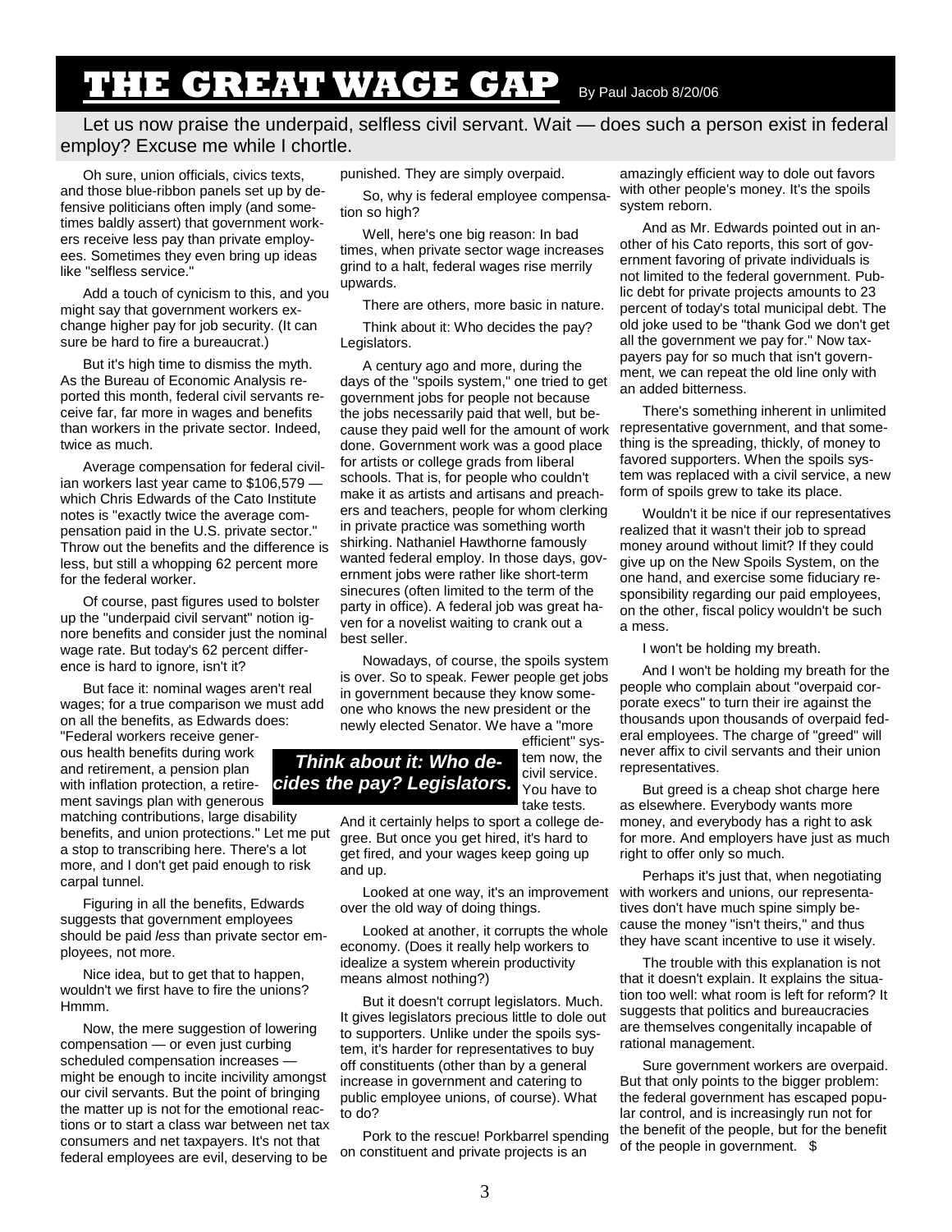# THE GREAT WAGE GAP

By Paul Jacob 8/20/06

Let us now praise the underpaid, selfless civil servant. Wait — does such a person exist in federal employ? Excuse me while I chortle.

Oh sure, union officials, civics texts, and those blue-ribbon panels set up by defensive politicians often imply (and sometimes baldly assert) that government workers receive less pay than private employees. Sometimes they even bring up ideas like "selfless service."

Add a touch of cynicism to this, and you might say that government workers exchange higher pay for job security. (It can sure be hard to fire a bureaucrat.)

But it's high time to dismiss the myth. As the Bureau of Economic Analysis reported this month, federal civil servants receive far, far more in wages and benefits than workers in the private sector. Indeed, twice as much.

Average compensation for federal civilian workers last year came to $106,579 — which Chris Edwards of the Cato Institute notes is "exactly twice the average compensation paid in the U.S. private sector." Throw out the benefits and the difference is less, but still a whopping 62 percent more for the federal worker.

Of course, past figures used to bolster up the "underpaid civil servant" notion ignore benefits and consider just the nominal wage rate. But today's 62 percent difference is hard to ignore, isn't it?

But face it: nominal wages aren't real wages; for a true comparison we must add on all the benefits, as Edwards does: "Federal workers receive generous health benefits during work and retirement, a pension plan with inflation protection, a retirement savings plan with generous matching contributions, large disability benefits, and union protections." Let me put a stop to transcribing here. There's a lot more, and I don't get paid enough to risk carpal tunnel.

Figuring in all the benefits, Edwards suggests that government employees should be paid *less* than private sector employees, not more.

Nice idea, but to get that to happen, wouldn't we first have to fire the unions? Hmmm.

Now, the mere suggestion of lowering compensation — or even just curbing scheduled compensation increases — might be enough to incite incivility amongst our civil servants. But the point of bringing the matter up is not for the emotional reactions or to start a class war between net tax consumers and net taxpayers. It's not that federal employees are evil, deserving to be punished. They are simply overpaid.

So, why is federal employee compensation so high?

Well, here's one big reason: In bad times, when private sector wage increases grind to a halt, federal wages rise merrily upwards.

There are others, more basic in nature.

Think about it: Who decides the pay? Legislators.

A century ago and more, during the days of the "spoils system," one tried to get government jobs for people not because the jobs necessarily paid that well, but because they paid well for the amount of work done. Government work was a good place for artists or college grads from liberal schools. That is, for people who couldn't make it as artists and artisans and preachers and teachers, people for whom clerking in private practice was something worth shirking. Nathaniel Hawthorne famously wanted federal employ. In those days, government jobs were rather like short-term sinecures (often limited to the term of the party in office). A federal job was great haven for a novelist waiting to crank out a best seller.

Nowadays, of course, the spoils system is over. So to speak. Fewer people get jobs in government because they know someone who knows the new president or the newly elected Senator. We have a "more efficient" system now, the civil service. You have to take tests. And it certainly helps to sport a college degree. But once you get hired, it's hard to get fired, and your wages keep going up and up.

***Think about it: Who decides the pay? Legislators.***

Looked at one way, it's an improvement over the old way of doing things.

Looked at another, it corrupts the whole economy. (Does it really help workers to idealize a system wherein productivity means almost nothing?)

But it doesn't corrupt legislators. Much. It gives legislators precious little to dole out to supporters. Unlike under the spoils system, it's harder for representatives to buy off constituents (other than by a general increase in government and catering to public employee unions, of course). What to do?

Pork to the rescue! Porkbarrel spending on constituent and private projects is an amazingly efficient way to dole out favors with other people's money. It's the spoils system reborn.

And as Mr. Edwards pointed out in another of his Cato reports, this sort of government favoring of private individuals is not limited to the federal government. Public debt for private projects amounts to 23 percent of today's total municipal debt. The old joke used to be "thank God we don't get all the government we pay for." Now taxpayers pay for so much that isn't government, we can repeat the old line only with an added bitterness.

There's something inherent in unlimited representative government, and that something is the spreading, thickly, of money to favored supporters. When the spoils system was replaced with a civil service, a new form of spoils grew to take its place.

Wouldn't it be nice if our representatives realized that it wasn't their job to spread money around without limit? If they could give up on the New Spoils System, on the one hand, and exercise some fiduciary responsibility regarding our paid employees, on the other, fiscal policy wouldn't be such a mess.

I won't be holding my breath.

And I won't be holding my breath for the people who complain about "overpaid corporate execs" to turn their ire against the thousands upon thousands of overpaid federal employees. The charge of "greed" will never affix to civil servants and their union representatives.

But greed is a cheap shot charge here as elsewhere. Everybody wants more money, and everybody has a right to ask for more. And employers have just as much right to offer only so much.

Perhaps it's just that, when negotiating with workers and unions, our representatives don't have much spine simply because the money "isn't theirs," and thus they have scant incentive to use it wisely.

The trouble with this explanation is not that it doesn't explain. It explains the situation too well: what room is left for reform? It suggests that politics and bureaucracies are themselves congenitally incapable of rational management.

Sure government workers are overpaid. But that only points to the bigger problem: the federal government has escaped popular control, and is increasingly run not for the benefit of the people, but for the benefit of the people in government. $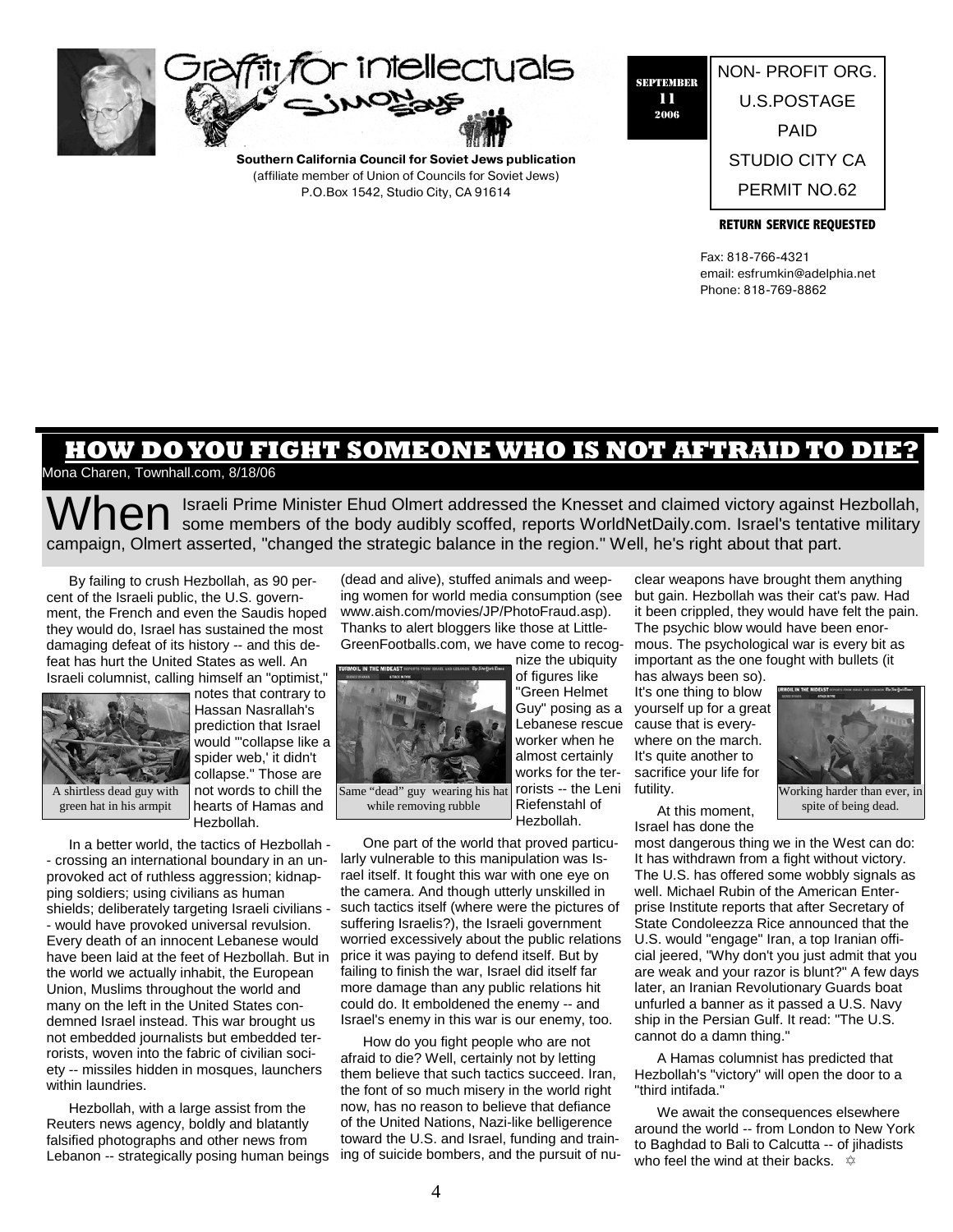Graffiti for intellectuals

SIMON says

**Southern California Council for Soviet Jews publication**
(affiliate member of Union of Councils for Soviet Jews)
P.O.Box 1542, Studio City, CA 91614

SEPTEMBER 11 2006

NON- PROFIT ORG.
U.S.POSTAGE
PAID
STUDIO CITY CA
PERMIT NO.62

**RETURN SERVICE REQUESTED**

Fax: 818-766-4321
email: esfrumkin@adelphia.net
Phone: 818-769-8862

# HOW DO YOU FIGHT SOMEONE WHO IS NOT AFTRAID TO DIE?

Mona Charen, Townhall.com, 8/18/06

When Israeli Prime Minister Ehud Olmert addressed the Knesset and claimed victory against Hezbollah, some members of the body audibly scoffed, reports WorldNetDaily.com. Israel's tentative military campaign, Olmert asserted, "changed the strategic balance in the region." Well, he's right about that part.

By failing to crush Hezbollah, as 90 percent of the Israeli public, the U.S. government, the French and even the Saudis hoped they would do, Israel has sustained the most damaging defeat of its history -- and this defeat has hurt the United States as well. An Israeli columnist, calling himself an "optimist," notes that contrary to Hassan Nasrallah's prediction that Israel would "'collapse like a spider web,' it didn't collapse." Those are not words to chill the hearts of Hamas and Hezbollah.

A shirtless dead guy with green hat in his armpit

In a better world, the tactics of Hezbollah -- crossing an international boundary in an unprovoked act of ruthless aggression; kidnapping soldiers; using civilians as human shields; deliberately targeting Israeli civilians -- would have provoked universal revulsion. Every death of an innocent Lebanese would have been laid at the feet of Hezbollah. But in the world we actually inhabit, the European Union, Muslims throughout the world and many on the left in the United States condemned Israel instead. This war brought us not embedded journalists but embedded terrorists, woven into the fabric of civilian society -- missiles hidden in mosques, launchers within laundries.

Hezbollah, with a large assist from the Reuters news agency, boldly and blatantly falsified photographs and other news from Lebanon -- strategically posing human beings (dead and alive), stuffed animals and weeping women for world media consumption (see www.aish.com/movies/JP/PhotoFraud.asp). Thanks to alert bloggers like those at LittleGreenFootballs.com, we have come to recognize the ubiquity of figures like "Green Helmet Guy" posing as a Lebanese rescue worker when he almost certainly works for the terrorists -- the Leni Riefenstahl of Hezbollah.

Same "dead" guy wearing his hat while removing rubble

One part of the world that proved particularly vulnerable to this manipulation was Israel itself. It fought this war with one eye on the camera. And though utterly unskilled in such tactics itself (where were the pictures of suffering Israelis?), the Israeli government worried excessively about the public relations price it was paying to defend itself. But by failing to finish the war, Israel did itself far more damage than any public relations hit could do. It emboldened the enemy -- and Israel's enemy in this war is our enemy, too.

How do you fight people who are not afraid to die? Well, certainly not by letting them believe that such tactics succeed. Iran, the font of so much misery in the world right now, has no reason to believe that defiance of the United Nations, Nazi-like belligerence toward the U.S. and Israel, funding and training of suicide bombers, and the pursuit of nuclear weapons have brought them anything but gain. Hezbollah was their cat's paw. Had it been crippled, they would have felt the pain. The psychic blow would have been enormous. The psychological war is every bit as important as the one fought with bullets (it has always been so). It's one thing to blow yourself up for a great cause that is everywhere on the march. It's quite another to sacrifice your life for futility.

Working harder than ever, in spite of being dead.

At this moment, Israel has done the most dangerous thing we in the West can do: It has withdrawn from a fight without victory. The U.S. has offered some wobbly signals as well. Michael Rubin of the American Enterprise Institute reports that after Secretary of State Condoleezza Rice announced that the U.S. would "engage" Iran, a top Iranian official jeered, "Why don't you just admit that you are weak and your razor is blunt?" A few days later, an Iranian Revolutionary Guards boat unfurled a banner as it passed a U.S. Navy ship in the Persian Gulf. It read: "The U.S. cannot do a damn thing."

A Hamas columnist has predicted that Hezbollah's "victory" will open the door to a "third intifada."

We await the consequences elsewhere around the world -- from London to New York to Baghdad to Bali to Calcutta -- of jihadists who feel the wind at their backs. ✡